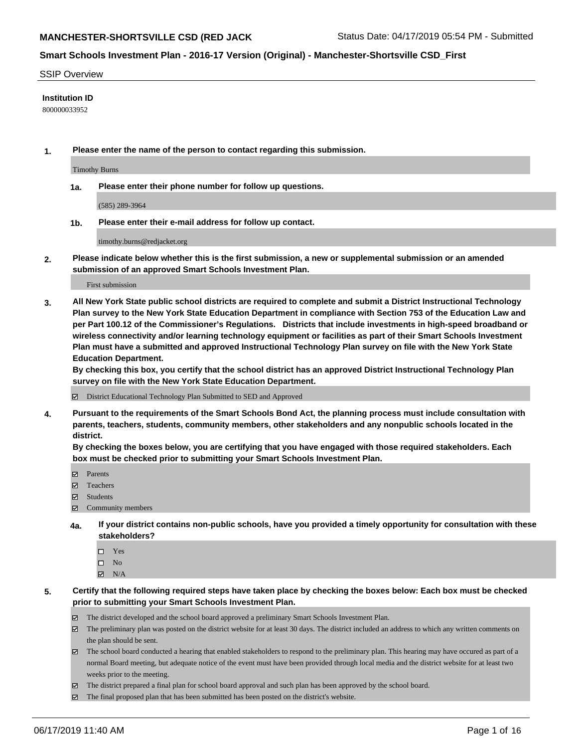# MANCHESTER-SHORTSVILLE CSD (RED JACK

Status Date: 04/17/2019 05:54 PM - Submitted

## Smart Schools Investment Plan - 2016-17 Version (Original) - Manchester-Shortsville CSD_First

SSIP Overview

**Institution ID**

800000033952

**1. Please enter the name of the person to contact regarding this submission.**

Timothy Burns

**1a. Please enter their phone number for follow up questions.**

(585) 289-3964

**1b. Please enter their e-mail address for follow up contact.**

timothy.burns@redjacket.org

**2. Please indicate below whether this is the first submission, a new or supplemental submission or an amended submission of an approved Smart Schools Investment Plan.**

First submission

**3. All New York State public school districts are required to complete and submit a District Instructional Technology Plan survey to the New York State Education Department in compliance with Section 753 of the Education Law and per Part 100.12 of the Commissioner's Regulations. Districts that include investments in high-speed broadband or wireless connectivity and/or learning technology equipment or facilities as part of their Smart Schools Investment Plan must have a submitted and approved Instructional Technology Plan survey on file with the New York State Education Department.**
**By checking this box, you certify that the school district has an approved District Instructional Technology Plan survey on file with the New York State Education Department.**

- [x] District Educational Technology Plan Submitted to SED and Approved

**4. Pursuant to the requirements of the Smart Schools Bond Act, the planning process must include consultation with parents, teachers, students, community members, other stakeholders and any nonpublic schools located in the district.**
**By checking the boxes below, you are certifying that you have engaged with those required stakeholders. Each box must be checked prior to submitting your Smart Schools Investment Plan.**

- [x] Parents
- [x] Teachers
- [x] Students
- [x] Community members

**4a. If your district contains non-public schools, have you provided a timely opportunity for consultation with these stakeholders?**

- [ ] Yes
- [ ] No
- [x] N/A

**5. Certify that the following required steps have taken place by checking the boxes below: Each box must be checked prior to submitting your Smart Schools Investment Plan.**

- [x] The district developed and the school board approved a preliminary Smart Schools Investment Plan.
- [x] The preliminary plan was posted on the district website for at least 30 days. The district included an address to which any written comments on the plan should be sent.
- [x] The school board conducted a hearing that enabled stakeholders to respond to the preliminary plan. This hearing may have occured as part of a normal Board meeting, but adequate notice of the event must have been provided through local media and the district website for at least two weeks prior to the meeting.
- [x] The district prepared a final plan for school board approval and such plan has been approved by the school board.
- [x] The final proposed plan that has been submitted has been posted on the district's website.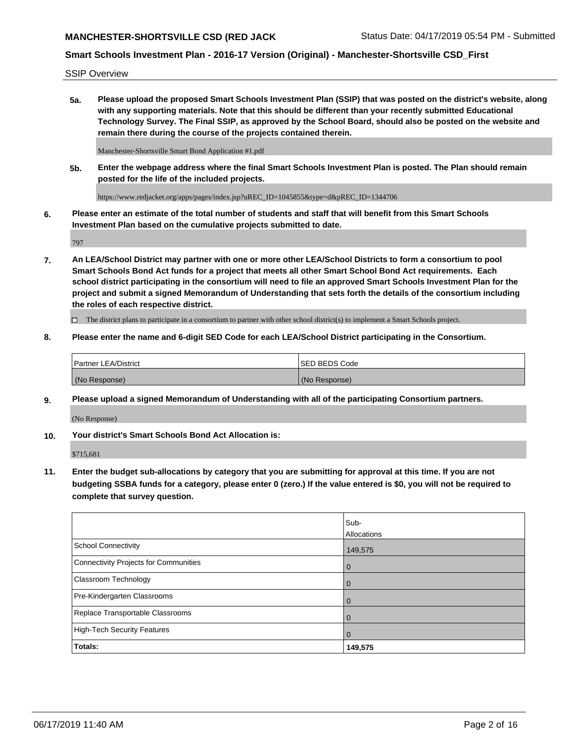SSIP Overview

**5a. Please upload the proposed Smart Schools Investment Plan (SSIP) that was posted on the district's website, along with any supporting materials. Note that this should be different than your recently submitted Educational Technology Survey. The Final SSIP, as approved by the School Board, should also be posted on the website and remain there during the course of the projects contained therein.**

Manchester-Shortsville Smart Bond Application #1.pdf

**5b. Enter the webpage address where the final Smart Schools Investment Plan is posted. The Plan should remain posted for the life of the included projects.**

https://www.redjacket.org/apps/pages/index.jsp?uREC_ID=1045855&type=d&pREC_ID=1344706

**6. Please enter an estimate of the total number of students and staff that will benefit from this Smart Schools Investment Plan based on the cumulative projects submitted to date.**

797

**7. An LEA/School District may partner with one or more other LEA/School Districts to form a consortium to pool Smart Schools Bond Act funds for a project that meets all other Smart School Bond Act requirements. Each school district participating in the consortium will need to file an approved Smart Schools Investment Plan for the project and submit a signed Memorandum of Understanding that sets forth the details of the consortium including the roles of each respective district.**

☐ The district plans to participate in a consortium to partner with other school district(s) to implement a Smart Schools project.

**8. Please enter the name and 6-digit SED Code for each LEA/School District participating in the Consortium.**

| Partner LEA/District | SED BEDS Code |
|---|---|
| (No Response) | (No Response) |

**9. Please upload a signed Memorandum of Understanding with all of the participating Consortium partners.**

(No Response)

**10. Your district's Smart Schools Bond Act Allocation is:**

$715,681

**11. Enter the budget sub-allocations by category that you are submitting for approval at this time. If you are not budgeting SSBA funds for a category, please enter 0 (zero.) If the value entered is $0, you will not be required to complete that survey question.**

| | Sub-Allocations |
|---|---|
| School Connectivity | 149,575 |
| Connectivity Projects for Communities | 0 |
| Classroom Technology | 0 |
| Pre-Kindergarten Classrooms | 0 |
| Replace Transportable Classrooms | 0 |
| High-Tech Security Features | 0 |
| **Totals:** | **149,575** |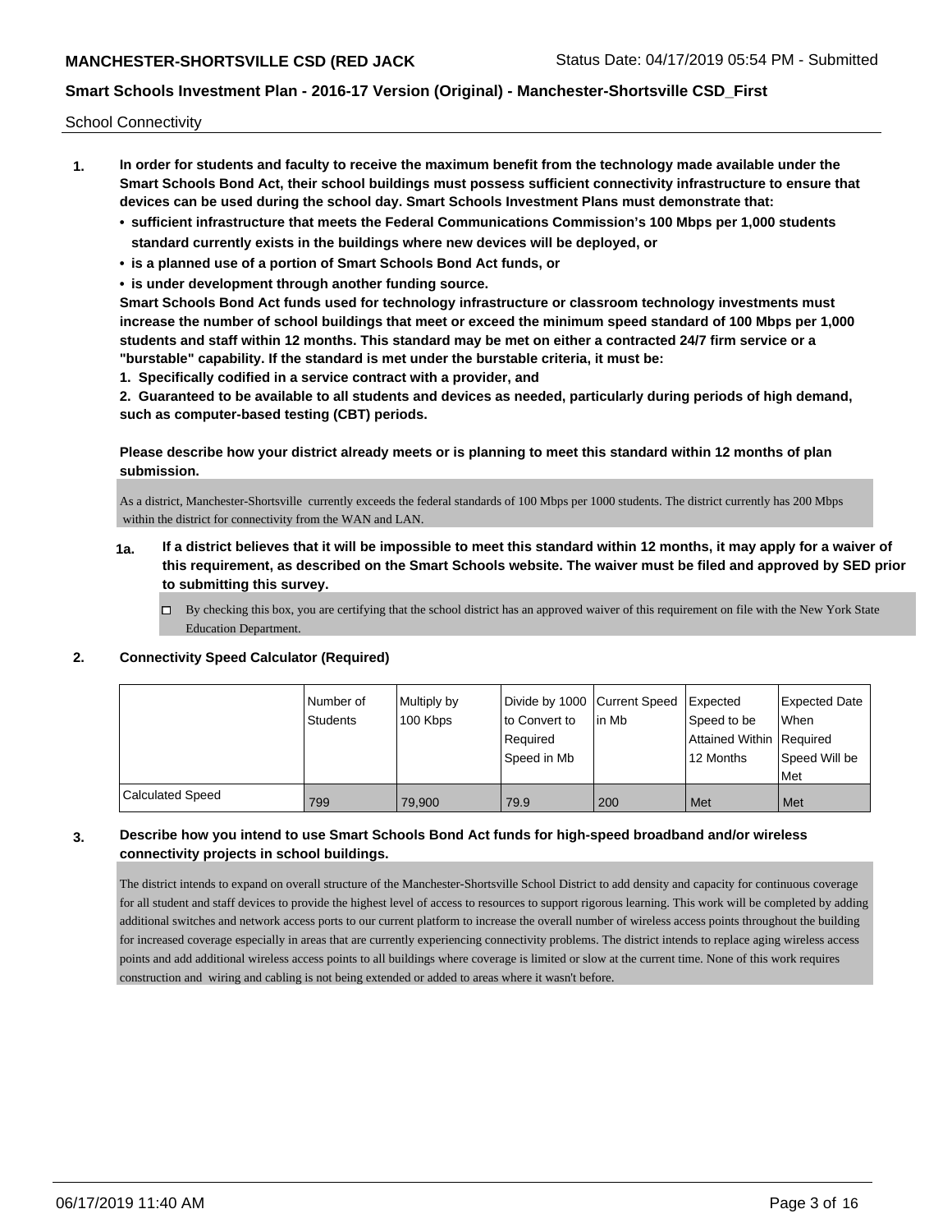School Connectivity

1. **In order for students and faculty to receive the maximum benefit from the technology made available under the Smart Schools Bond Act, their school buildings must possess sufficient connectivity infrastructure to ensure that devices can be used during the school day. Smart Schools Investment Plans must demonstrate that:**
   - **sufficient infrastructure that meets the Federal Communications Commission's 100 Mbps per 1,000 students standard currently exists in the buildings where new devices will be deployed, or**
   - **is a planned use of a portion of Smart Schools Bond Act funds, or**
   - **is under development through another funding source.**

   **Smart Schools Bond Act funds used for technology infrastructure or classroom technology investments must increase the number of school buildings that meet or exceed the minimum speed standard of 100 Mbps per 1,000 students and staff within 12 months. This standard may be met on either a contracted 24/7 firm service or a "burstable" capability. If the standard is met under the burstable criteria, it must be:**

   **1. Specifically codified in a service contract with a provider, and**

   **2. Guaranteed to be available to all students and devices as needed, particularly during periods of high demand, such as computer-based testing (CBT) periods.**

   **Please describe how your district already meets or is planning to meet this standard within 12 months of plan submission.**

   As a district, Manchester-Shortsville currently exceeds the federal standards of 100 Mbps per 1000 students. The district currently has 200 Mbps within the district for connectivity from the WAN and LAN.

   **1a. If a district believes that it will be impossible to meet this standard within 12 months, it may apply for a waiver of this requirement, as described on the Smart Schools website. The waiver must be filed and approved by SED prior to submitting this survey.**

   - [ ] By checking this box, you are certifying that the school district has an approved waiver of this requirement on file with the New York State Education Department.

2. **Connectivity Speed Calculator (Required)**

| | Number of Students | Multiply by 100 Kbps | Divide by 1000 to Convert to Required Speed in Mb | Current Speed in Mb | Expected Speed to be Attained Within 12 Months | Expected Date When Required Speed Will be Met |
|---|---|---|---|---|---|---|
| Calculated Speed | 799 | 79,900 | 79.9 | 200 | Met | Met |

3. **Describe how you intend to use Smart Schools Bond Act funds for high-speed broadband and/or wireless connectivity projects in school buildings.**

   The district intends to expand on overall structure of the Manchester-Shortsville School District to add density and capacity for continuous coverage for all student and staff devices to provide the highest level of access to resources to support rigorous learning. This work will be completed by adding additional switches and network access ports to our current platform to increase the overall number of wireless access points throughout the building for increased coverage especially in areas that are currently experiencing connectivity problems. The district intends to replace aging wireless access points and add additional wireless access points to all buildings where coverage is limited or slow at the current time. None of this work requires construction and wiring and cabling is not being extended or added to areas where it wasn't before.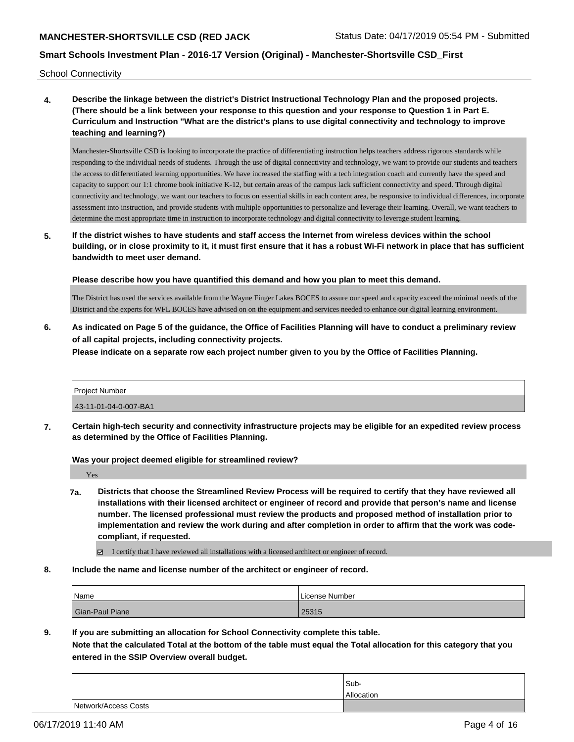School Connectivity

**4. Describe the linkage between the district's District Instructional Technology Plan and the proposed projects. (There should be a link between your response to this question and your response to Question 1 in Part E. Curriculum and Instruction "What are the district's plans to use digital connectivity and technology to improve teaching and learning?)**

Manchester-Shortsville CSD is looking to incorporate the practice of differentiating instruction helps teachers address rigorous standards while responding to the individual needs of students. Through the use of digital connectivity and technology, we want to provide our students and teachers the access to differentiated learning opportunities. We have increased the staffing with a tech integration coach and currently have the speed and capacity to support our 1:1 chrome book initiative K-12, but certain areas of the campus lack sufficient connectivity and speed. Through digital connectivity and technology, we want our teachers to focus on essential skills in each content area, be responsive to individual differences, incorporate assessment into instruction, and provide students with multiple opportunities to personalize and leverage their learning. Overall, we want teachers to determine the most appropriate time in instruction to incorporate technology and digital connectivity to leverage student learning.

**5. If the district wishes to have students and staff access the Internet from wireless devices within the school building, or in close proximity to it, it must first ensure that it has a robust Wi-Fi network in place that has sufficient bandwidth to meet user demand.**

**Please describe how you have quantified this demand and how you plan to meet this demand.**

The District has used the services available from the Wayne Finger Lakes BOCES to assure our speed and capacity exceed the minimal needs of the District and the experts for WFL BOCES have advised on on the equipment and services needed to enhance our digital learning environment.

**6. As indicated on Page 5 of the guidance, the Office of Facilities Planning will have to conduct a preliminary review of all capital projects, including connectivity projects.**

**Please indicate on a separate row each project number given to you by the Office of Facilities Planning.**

| Project Number |
|---|
| 43-11-01-04-0-007-BA1 |

**7. Certain high-tech security and connectivity infrastructure projects may be eligible for an expedited review process as determined by the Office of Facilities Planning.**

**Was your project deemed eligible for streamlined review?**

Yes

**7a. Districts that choose the Streamlined Review Process will be required to certify that they have reviewed all installations with their licensed architect or engineer of record and provide that person's name and license number. The licensed professional must review the products and proposed method of installation prior to implementation and review the work during and after completion in order to affirm that the work was code-compliant, if requested.**

☑ I certify that I have reviewed all installations with a licensed architect or engineer of record.

**8. Include the name and license number of the architect or engineer of record.**

| Name | License Number |
|---|---|
| Gian-Paul Piane | 25315 |

**9. If you are submitting an allocation for School Connectivity complete this table.**
**Note that the calculated Total at the bottom of the table must equal the Total allocation for this category that you entered in the SSIP Overview overall budget.**

| | Sub-Allocation |
|---|---|
| Network/Access Costs | |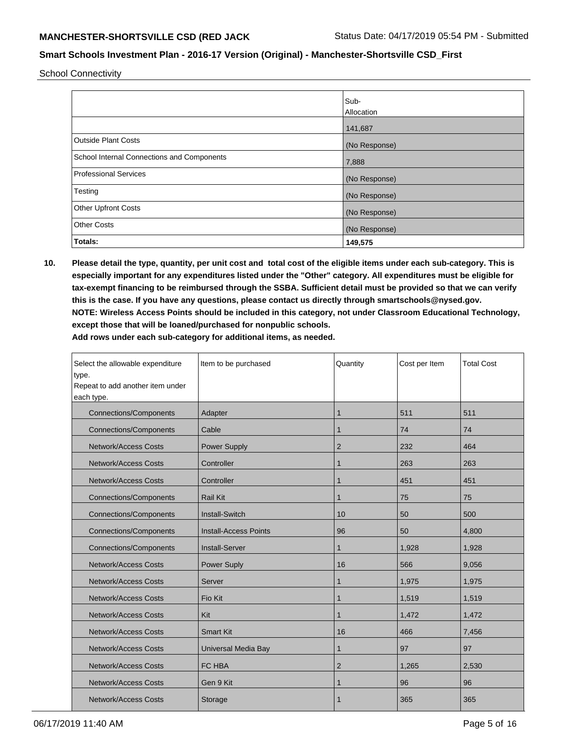School Connectivity

| | Sub-Allocation |
|---|---|
| | 141,687 |
| Outside Plant Costs | (No Response) |
| School Internal Connections and Components | 7,888 |
| Professional Services | (No Response) |
| Testing | (No Response) |
| Other Upfront Costs | (No Response) |
| Other Costs | (No Response) |
| **Totals:** | **149,575** |

**10. Please detail the type, quantity, per unit cost and total cost of the eligible items under each sub-category. This is especially important for any expenditures listed under the "Other" category. All expenditures must be eligible for tax-exempt financing to be reimbursed through the SSBA. Sufficient detail must be provided so that we can verify this is the case. If you have any questions, please contact us directly through smartschools@nysed.gov.**
**NOTE: Wireless Access Points should be included in this category, not under Classroom Educational Technology, except those that will be loaned/purchased for nonpublic schools.**
**Add rows under each sub-category for additional items, as needed.**

| Select the allowable expenditure type. Repeat to add another item under each type. | Item to be purchased | Quantity | Cost per Item | Total Cost |
|---|---|---|---|---|
| Connections/Components | Adapter | 1 | 511 | 511 |
| Connections/Components | Cable | 1 | 74 | 74 |
| Network/Access Costs | Power Supply | 2 | 232 | 464 |
| Network/Access Costs | Controller | 1 | 263 | 263 |
| Network/Access Costs | Controller | 1 | 451 | 451 |
| Connections/Components | Rail Kit | 1 | 75 | 75 |
| Connections/Components | Install-Switch | 10 | 50 | 500 |
| Connections/Components | Install-Access Points | 96 | 50 | 4,800 |
| Connections/Components | Install-Server | 1 | 1,928 | 1,928 |
| Network/Access Costs | Power Suply | 16 | 566 | 9,056 |
| Network/Access Costs | Server | 1 | 1,975 | 1,975 |
| Network/Access Costs | Fio Kit | 1 | 1,519 | 1,519 |
| Network/Access Costs | Kit | 1 | 1,472 | 1,472 |
| Network/Access Costs | Smart Kit | 16 | 466 | 7,456 |
| Network/Access Costs | Universal Media Bay | 1 | 97 | 97 |
| Network/Access Costs | FC HBA | 2 | 1,265 | 2,530 |
| Network/Access Costs | Gen 9 Kit | 1 | 96 | 96 |
| Network/Access Costs | Storage | 1 | 365 | 365 |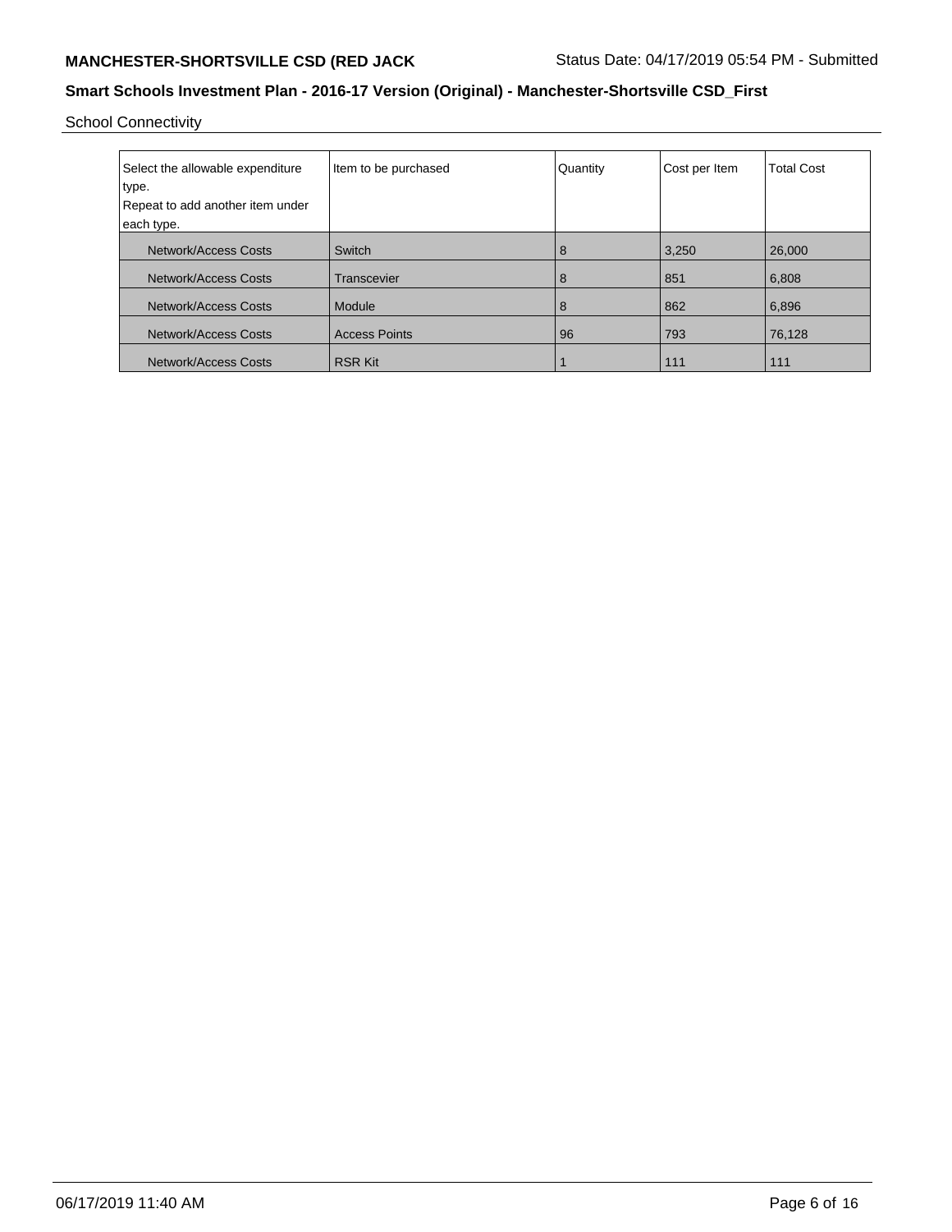School Connectivity

| Select the allowable expenditure type.<br>Repeat to add another item under each type. | Item to be purchased | Quantity | Cost per Item | Total Cost |
|---|---|---|---|---|
| Network/Access Costs | Switch | 8 | 3,250 | 26,000 |
| Network/Access Costs | Transcevier | 8 | 851 | 6,808 |
| Network/Access Costs | Module | 8 | 862 | 6,896 |
| Network/Access Costs | Access Points | 96 | 793 | 76,128 |
| Network/Access Costs | RSR Kit | 1 | 111 | 111 |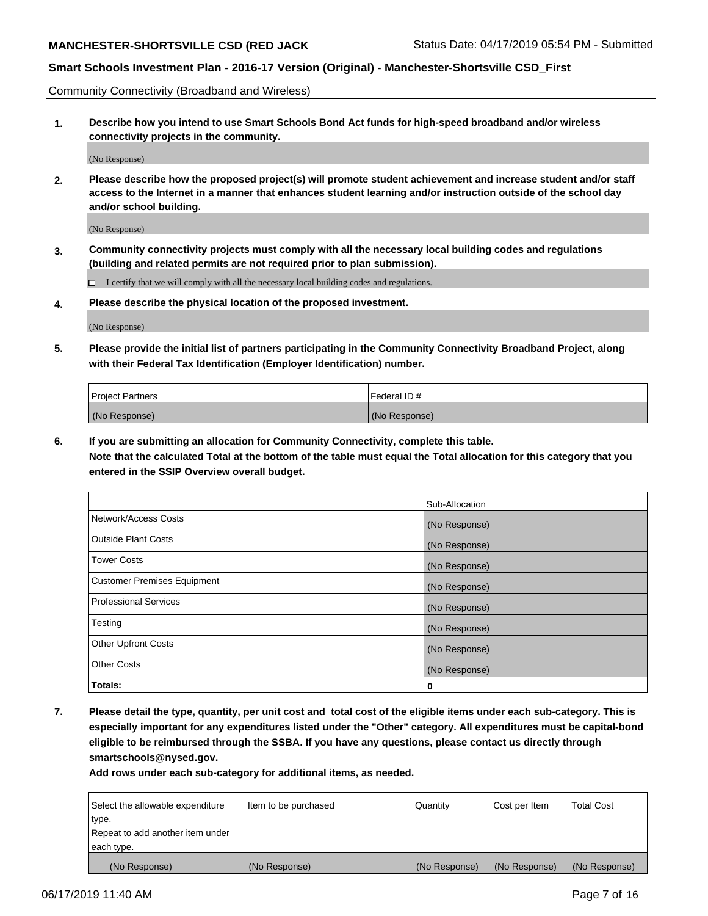Community Connectivity (Broadband and Wireless)

**1. Describe how you intend to use Smart Schools Bond Act funds for high-speed broadband and/or wireless connectivity projects in the community.**

(No Response)

**2. Please describe how the proposed project(s) will promote student achievement and increase student and/or staff access to the Internet in a manner that enhances student learning and/or instruction outside of the school day and/or school building.**

(No Response)

**3. Community connectivity projects must comply with all the necessary local building codes and regulations (building and related permits are not required prior to plan submission).**

☐ I certify that we will comply with all the necessary local building codes and regulations.

**4. Please describe the physical location of the proposed investment.**

(No Response)

**5. Please provide the initial list of partners participating in the Community Connectivity Broadband Project, along with their Federal Tax Identification (Employer Identification) number.**

| Project Partners | Federal ID # |
|---|---|
| (No Response) | (No Response) |

**6. If you are submitting an allocation for Community Connectivity, complete this table. Note that the calculated Total at the bottom of the table must equal the Total allocation for this category that you entered in the SSIP Overview overall budget.**

| | Sub-Allocation |
|---|---|
| Network/Access Costs | (No Response) |
| Outside Plant Costs | (No Response) |
| Tower Costs | (No Response) |
| Customer Premises Equipment | (No Response) |
| Professional Services | (No Response) |
| Testing | (No Response) |
| Other Upfront Costs | (No Response) |
| Other Costs | (No Response) |
| **Totals:** | **0** |

**7. Please detail the type, quantity, per unit cost and total cost of the eligible items under each sub-category. This is especially important for any expenditures listed under the "Other" category. All expenditures must be capital-bond eligible to be reimbursed through the SSBA. If you have any questions, please contact us directly through smartschools@nysed.gov.**

**Add rows under each sub-category for additional items, as needed.**

| Select the allowable expenditure type. Repeat to add another item under each type. | Item to be purchased | Quantity | Cost per Item | Total Cost |
|---|---|---|---|---|
| (No Response) | (No Response) | (No Response) | (No Response) | (No Response) |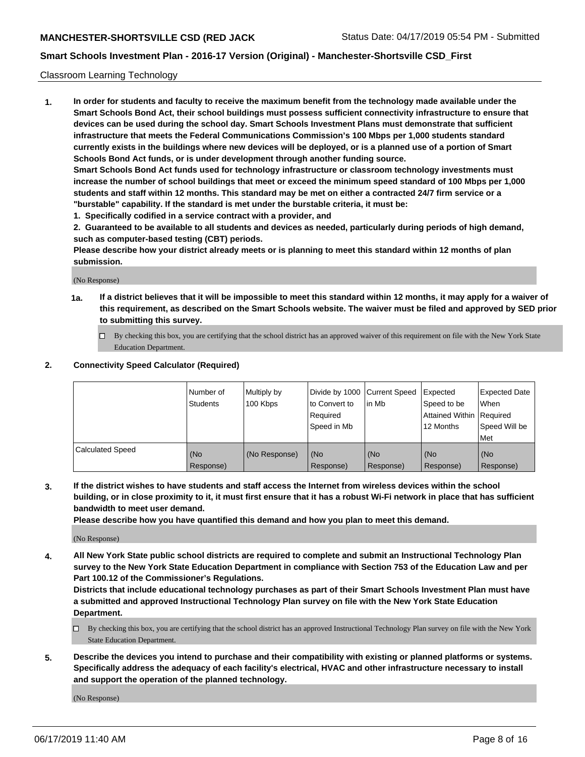Classroom Learning Technology

**1. In order for students and faculty to receive the maximum benefit from the technology made available under the Smart Schools Bond Act, their school buildings must possess sufficient connectivity infrastructure to ensure that devices can be used during the school day. Smart Schools Investment Plans must demonstrate that sufficient infrastructure that meets the Federal Communications Commission's 100 Mbps per 1,000 students standard currently exists in the buildings where new devices will be deployed, or is a planned use of a portion of Smart Schools Bond Act funds, or is under development through another funding source.**

**Smart Schools Bond Act funds used for technology infrastructure or classroom technology investments must increase the number of school buildings that meet or exceed the minimum speed standard of 100 Mbps per 1,000 students and staff within 12 months. This standard may be met on either a contracted 24/7 firm service or a "burstable" capability. If the standard is met under the burstable criteria, it must be:**

**1. Specifically codified in a service contract with a provider, and**

**2. Guaranteed to be available to all students and devices as needed, particularly during periods of high demand, such as computer-based testing (CBT) periods.**

**Please describe how your district already meets or is planning to meet this standard within 12 months of plan submission.**

(No Response)

**1a. If a district believes that it will be impossible to meet this standard within 12 months, it may apply for a waiver of this requirement, as described on the Smart Schools website. The waiver must be filed and approved by SED prior to submitting this survey.**

☐ By checking this box, you are certifying that the school district has an approved waiver of this requirement on file with the New York State Education Department.

**2. Connectivity Speed Calculator (Required)**

| | Number of Students | Multiply by 100 Kbps | Divide by 1000 to Convert to Required Speed in Mb | Current Speed in Mb | Expected Speed to be Attained Within 12 Months | Expected Date When Required Speed Will be Met |
|---|---|---|---|---|---|---|
| Calculated Speed | (No Response) | (No Response) | (No Response) | (No Response) | (No Response) | (No Response) |

**3. If the district wishes to have students and staff access the Internet from wireless devices within the school building, or in close proximity to it, it must first ensure that it has a robust Wi-Fi network in place that has sufficient bandwidth to meet user demand.**

**Please describe how you have quantified this demand and how you plan to meet this demand.**

(No Response)

**4. All New York State public school districts are required to complete and submit an Instructional Technology Plan survey to the New York State Education Department in compliance with Section 753 of the Education Law and per Part 100.12 of the Commissioner's Regulations.**

**Districts that include educational technology purchases as part of their Smart Schools Investment Plan must have a submitted and approved Instructional Technology Plan survey on file with the New York State Education Department.**

☐ By checking this box, you are certifying that the school district has an approved Instructional Technology Plan survey on file with the New York State Education Department.

**5. Describe the devices you intend to purchase and their compatibility with existing or planned platforms or systems. Specifically address the adequacy of each facility's electrical, HVAC and other infrastructure necessary to install and support the operation of the planned technology.**

(No Response)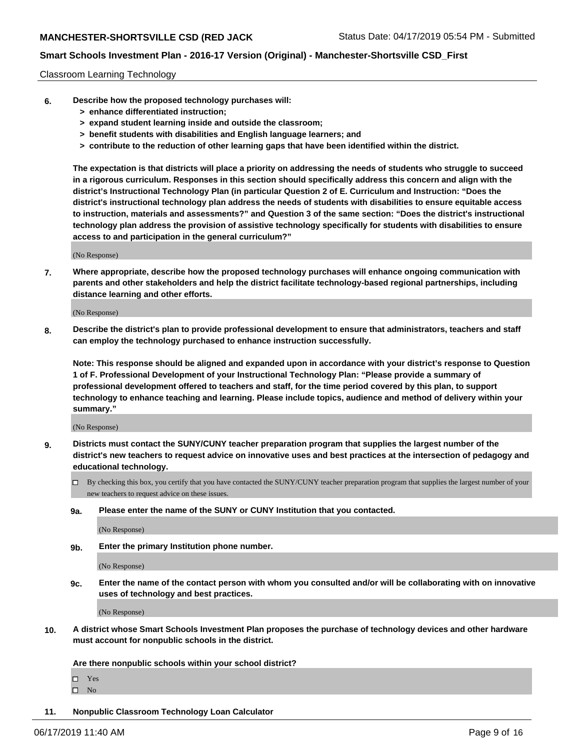Classroom Learning Technology

6. **Describe how the proposed technology purchases will:**
   - **> enhance differentiated instruction;**
   - **> expand student learning inside and outside the classroom;**
   - **> benefit students with disabilities and English language learners; and**
   - **> contribute to the reduction of other learning gaps that have been identified within the district.**

   **The expectation is that districts will place a priority on addressing the needs of students who struggle to succeed in a rigorous curriculum. Responses in this section should specifically address this concern and align with the district's Instructional Technology Plan (in particular Question 2 of E. Curriculum and Instruction: "Does the district's instructional technology plan address the needs of students with disabilities to ensure equitable access to instruction, materials and assessments?" and Question 3 of the same section: "Does the district's instructional technology plan address the provision of assistive technology specifically for students with disabilities to ensure access to and participation in the general curriculum?"**

   (No Response)

7. **Where appropriate, describe how the proposed technology purchases will enhance ongoing communication with parents and other stakeholders and help the district facilitate technology-based regional partnerships, including distance learning and other efforts.**

   (No Response)

8. **Describe the district's plan to provide professional development to ensure that administrators, teachers and staff can employ the technology purchased to enhance instruction successfully.**

   **Note: This response should be aligned and expanded upon in accordance with your district's response to Question 1 of F. Professional Development of your Instructional Technology Plan: "Please provide a summary of professional development offered to teachers and staff, for the time period covered by this plan, to support technology to enhance teaching and learning. Please include topics, audience and method of delivery within your summary."**

   (No Response)

9. **Districts must contact the SUNY/CUNY teacher preparation program that supplies the largest number of the district's new teachers to request advice on innovative uses and best practices at the intersection of pedagogy and educational technology.**

   ☐ By checking this box, you certify that you have contacted the SUNY/CUNY teacher preparation program that supplies the largest number of your new teachers to request advice on these issues.

   **9a. Please enter the name of the SUNY or CUNY Institution that you contacted.**

   (No Response)

   **9b. Enter the primary Institution phone number.**

   (No Response)

   **9c. Enter the name of the contact person with whom you consulted and/or will be collaborating with on innovative uses of technology and best practices.**

   (No Response)

10. **A district whose Smart Schools Investment Plan proposes the purchase of technology devices and other hardware must account for nonpublic schools in the district.**

    **Are there nonpublic schools within your school district?**

    ☐ Yes
    ☐ No

11. **Nonpublic Classroom Technology Loan Calculator**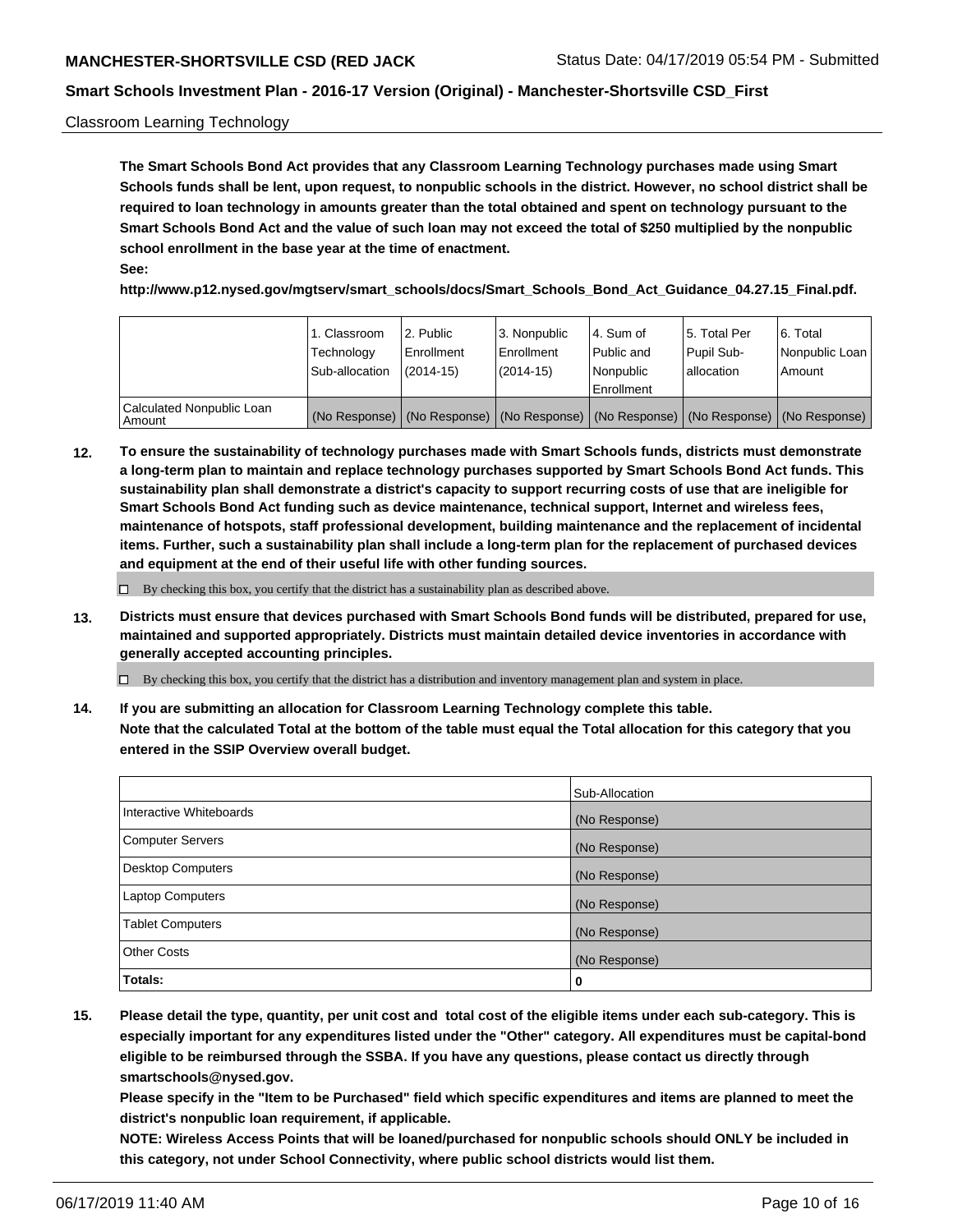Classroom Learning Technology

**The Smart Schools Bond Act provides that any Classroom Learning Technology purchases made using Smart Schools funds shall be lent, upon request, to nonpublic schools in the district. However, no school district shall be required to loan technology in amounts greater than the total obtained and spent on technology pursuant to the Smart Schools Bond Act and the value of such loan may not exceed the total of $250 multiplied by the nonpublic school enrollment in the base year at the time of enactment.**

**See:**

**http://www.p12.nysed.gov/mgtserv/smart_schools/docs/Smart_Schools_Bond_Act_Guidance_04.27.15_Final.pdf.**

| | 1. Classroom Technology Sub-allocation | 2. Public Enrollment (2014-15) | 3. Nonpublic Enrollment (2014-15) | 4. Sum of Public and Nonpublic Enrollment | 5. Total Per Pupil Sub-allocation | 6. Total Nonpublic Loan Amount |
|---|---|---|---|---|---|---|
| Calculated Nonpublic Loan Amount | (No Response) | (No Response) | (No Response) | (No Response) | (No Response) | (No Response) |

**12. To ensure the sustainability of technology purchases made with Smart Schools funds, districts must demonstrate a long-term plan to maintain and replace technology purchases supported by Smart Schools Bond Act funds. This sustainability plan shall demonstrate a district's capacity to support recurring costs of use that are ineligible for Smart Schools Bond Act funding such as device maintenance, technical support, Internet and wireless fees, maintenance of hotspots, staff professional development, building maintenance and the replacement of incidental items. Further, such a sustainability plan shall include a long-term plan for the replacement of purchased devices and equipment at the end of their useful life with other funding sources.**

☐ By checking this box, you certify that the district has a sustainability plan as described above.

**13. Districts must ensure that devices purchased with Smart Schools Bond funds will be distributed, prepared for use, maintained and supported appropriately. Districts must maintain detailed device inventories in accordance with generally accepted accounting principles.**

☐ By checking this box, you certify that the district has a distribution and inventory management plan and system in place.

**14. If you are submitting an allocation for Classroom Learning Technology complete this table.**
**Note that the calculated Total at the bottom of the table must equal the Total allocation for this category that you entered in the SSIP Overview overall budget.**

| | Sub-Allocation |
|---|---|
| Interactive Whiteboards | (No Response) |
| Computer Servers | (No Response) |
| Desktop Computers | (No Response) |
| Laptop Computers | (No Response) |
| Tablet Computers | (No Response) |
| Other Costs | (No Response) |
| **Totals:** | **0** |

**15. Please detail the type, quantity, per unit cost and total cost of the eligible items under each sub-category. This is especially important for any expenditures listed under the "Other" category. All expenditures must be capital-bond eligible to be reimbursed through the SSBA. If you have any questions, please contact us directly through smartschools@nysed.gov.**
**Please specify in the "Item to be Purchased" field which specific expenditures and items are planned to meet the district's nonpublic loan requirement, if applicable.**
**NOTE: Wireless Access Points that will be loaned/purchased for nonpublic schools should ONLY be included in this category, not under School Connectivity, where public school districts would list them.**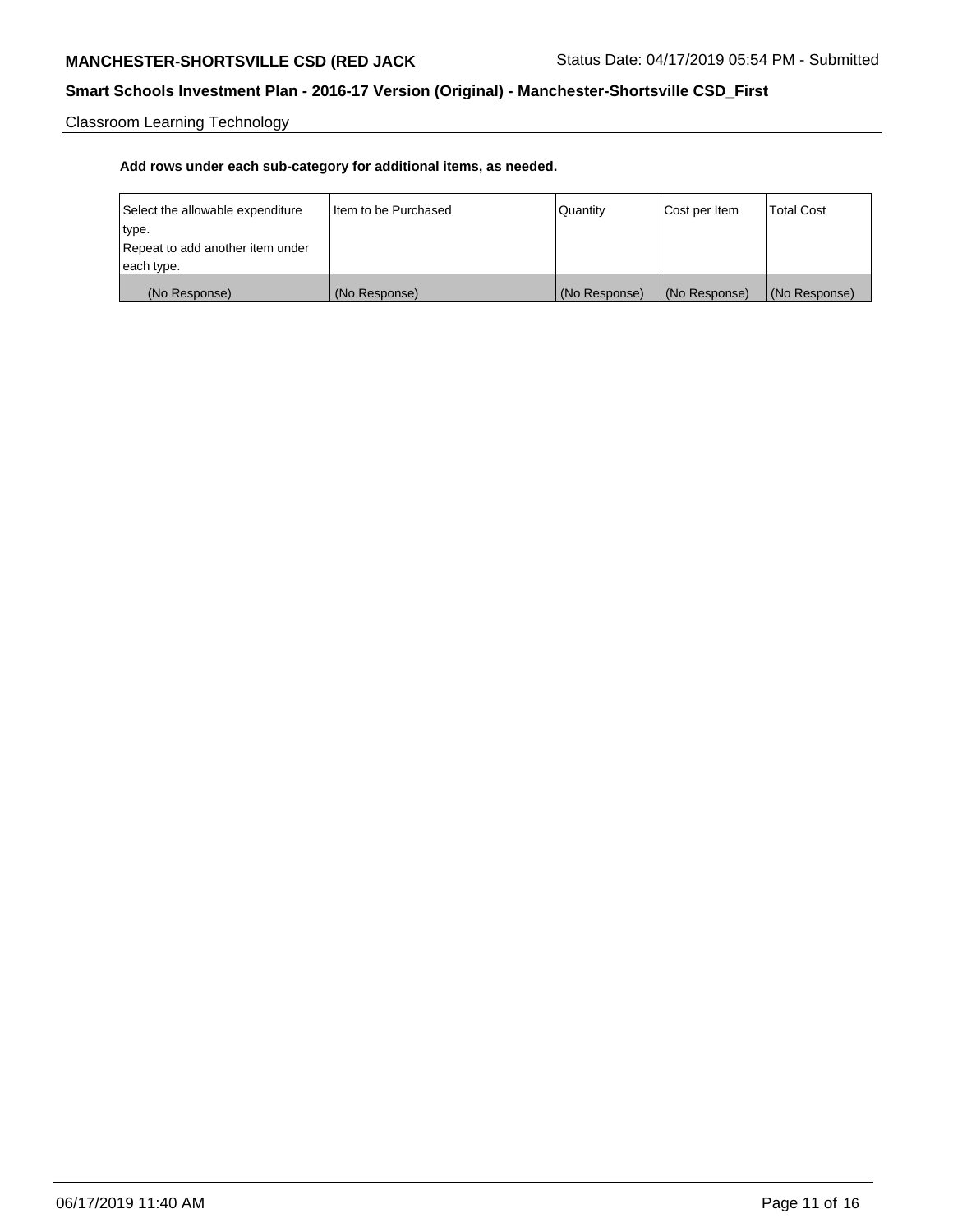Classroom Learning Technology

**Add rows under each sub-category for additional items, as needed.**

| Select the allowable expenditure type.<br>Repeat to add another item under each type. | Item to be Purchased | Quantity | Cost per Item | Total Cost |
|---|---|---|---|---|
| (No Response) | (No Response) | (No Response) | (No Response) | (No Response) |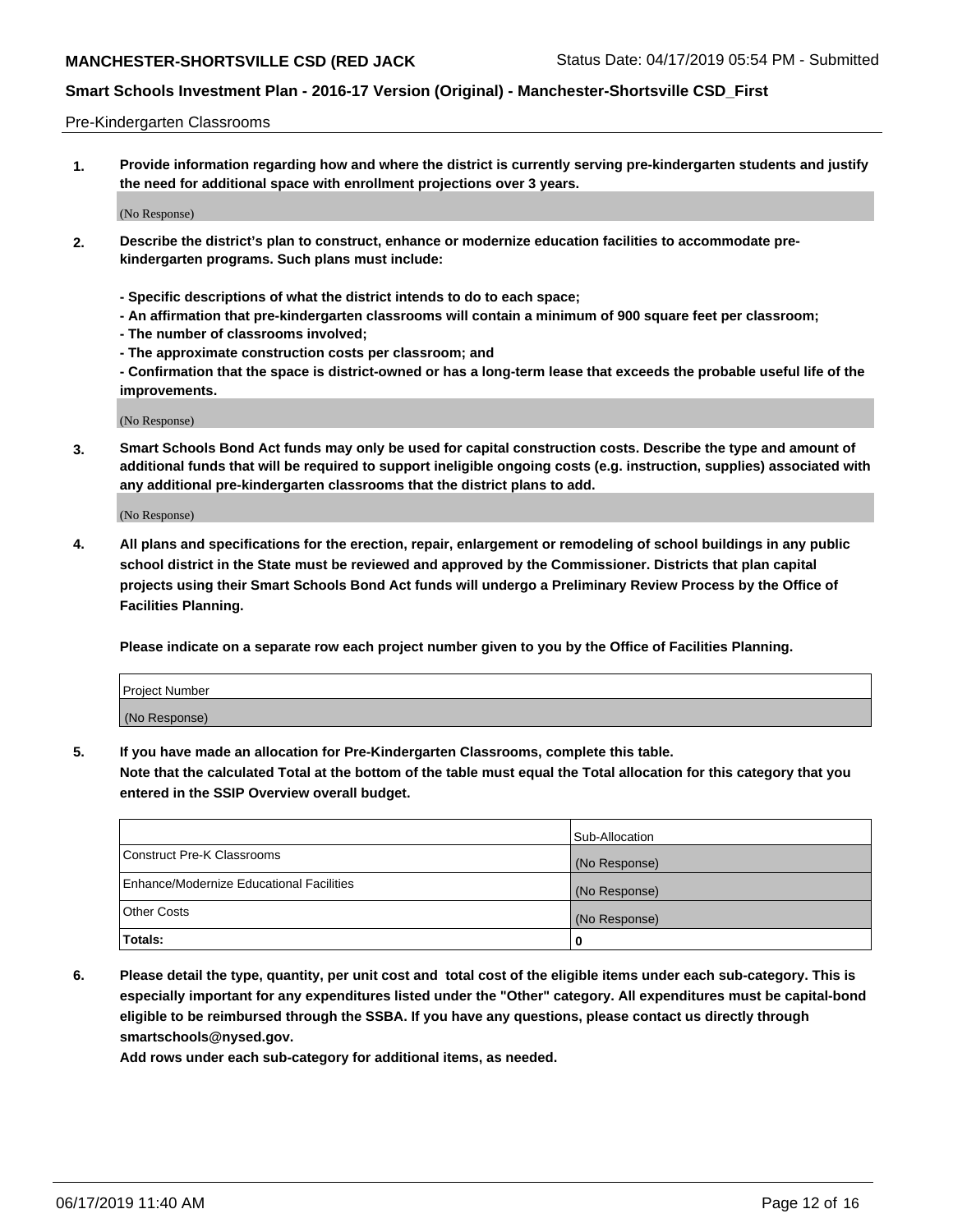Pre-Kindergarten Classrooms

1. **Provide information regarding how and where the district is currently serving pre-kindergarten students and justify the need for additional space with enrollment projections over 3 years.**

(No Response)

2. **Describe the district's plan to construct, enhance or modernize education facilities to accommodate pre-kindergarten programs. Such plans must include:**

   **- Specific descriptions of what the district intends to do to each space;**
   **- An affirmation that pre-kindergarten classrooms will contain a minimum of 900 square feet per classroom;**
   **- The number of classrooms involved;**
   **- The approximate construction costs per classroom; and**
   **- Confirmation that the space is district-owned or has a long-term lease that exceeds the probable useful life of the improvements.**

(No Response)

3. **Smart Schools Bond Act funds may only be used for capital construction costs. Describe the type and amount of additional funds that will be required to support ineligible ongoing costs (e.g. instruction, supplies) associated with any additional pre-kindergarten classrooms that the district plans to add.**

(No Response)

4. **All plans and specifications for the erection, repair, enlargement or remodeling of school buildings in any public school district in the State must be reviewed and approved by the Commissioner. Districts that plan capital projects using their Smart Schools Bond Act funds will undergo a Preliminary Review Process by the Office of Facilities Planning.**

   **Please indicate on a separate row each project number given to you by the Office of Facilities Planning.**

| Project Number |
|---|
| (No Response) |

5. **If you have made an allocation for Pre-Kindergarten Classrooms, complete this table.**
   **Note that the calculated Total at the bottom of the table must equal the Total allocation for this category that you entered in the SSIP Overview overall budget.**

| | Sub-Allocation |
|---|---|
| Construct Pre-K Classrooms | (No Response) |
| Enhance/Modernize Educational Facilities | (No Response) |
| Other Costs | (No Response) |
| **Totals:** | **0** |

6. **Please detail the type, quantity, per unit cost and total cost of the eligible items under each sub-category. This is especially important for any expenditures listed under the "Other" category. All expenditures must be capital-bond eligible to be reimbursed through the SSBA. If you have any questions, please contact us directly through smartschools@nysed.gov.**
   **Add rows under each sub-category for additional items, as needed.**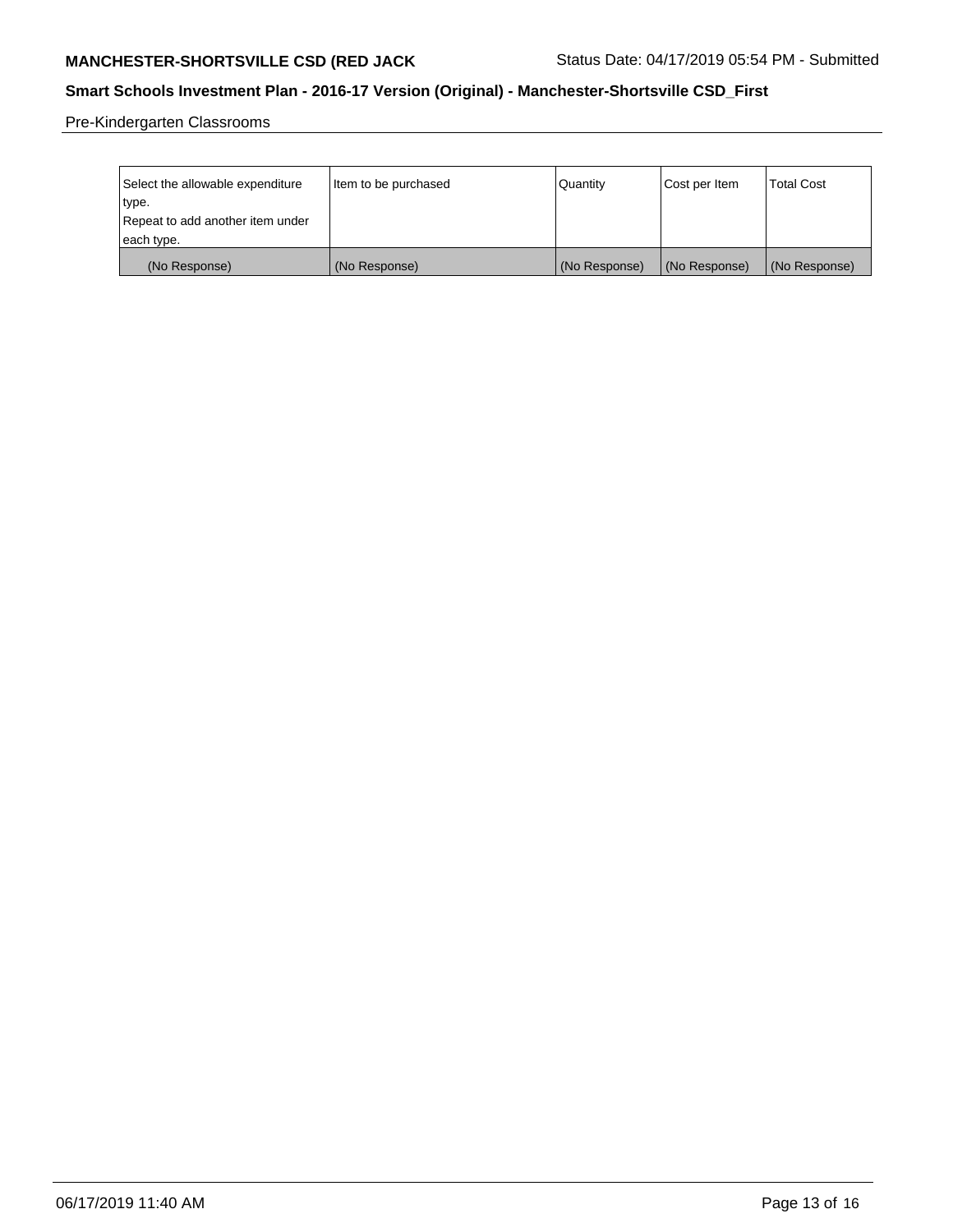Pre-Kindergarten Classrooms

| Select the allowable expenditure type. Repeat to add another item under each type. | Item to be purchased | Quantity | Cost per Item | Total Cost |
| --- | --- | --- | --- | --- |
| (No Response) | (No Response) | (No Response) | (No Response) | (No Response) |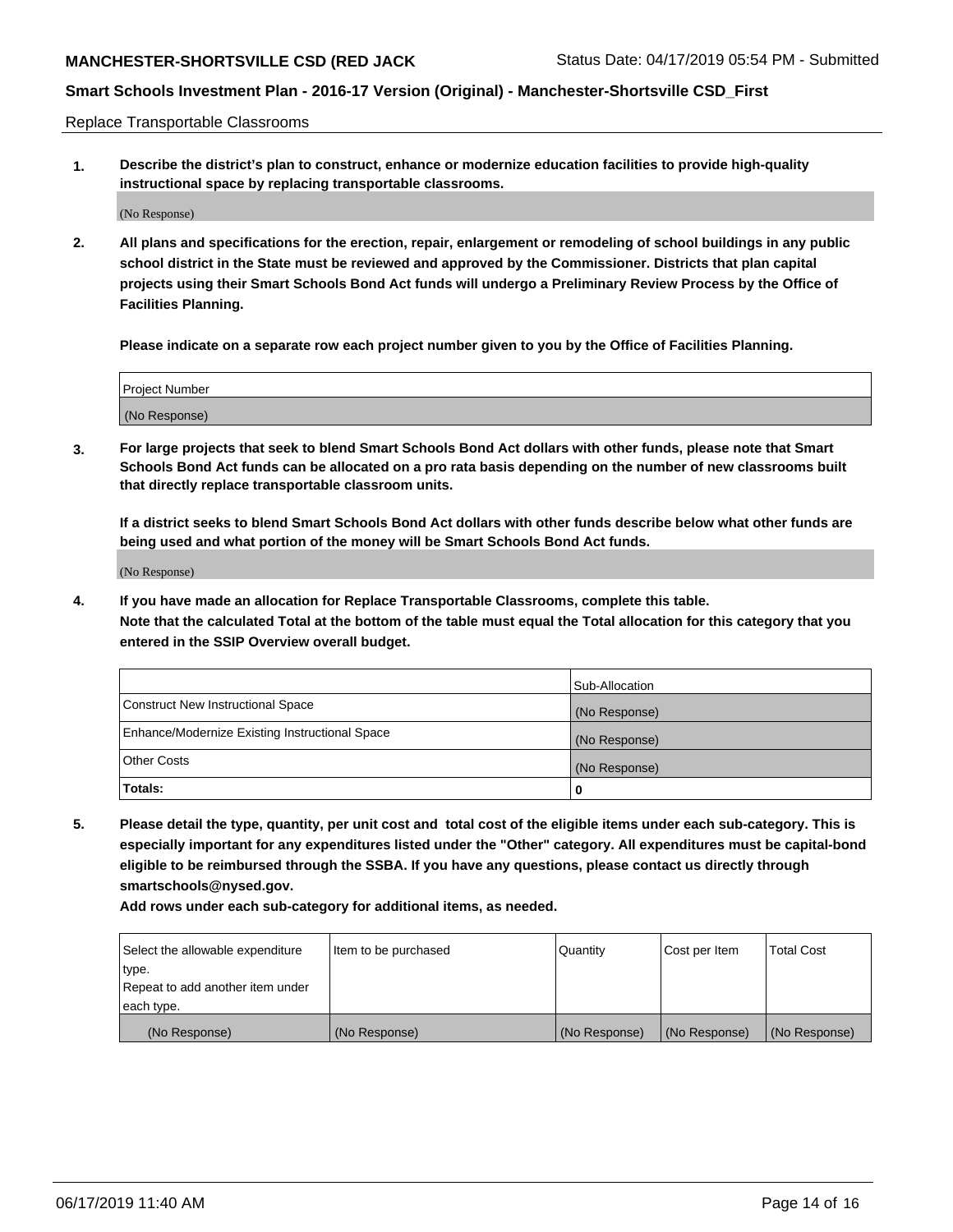Replace Transportable Classrooms

1. **Describe the district's plan to construct, enhance or modernize education facilities to provide high-quality instructional space by replacing transportable classrooms.**

   (No Response)

2. **All plans and specifications for the erection, repair, enlargement or remodeling of school buildings in any public school district in the State must be reviewed and approved by the Commissioner. Districts that plan capital projects using their Smart Schools Bond Act funds will undergo a Preliminary Review Process by the Office of Facilities Planning.**

   **Please indicate on a separate row each project number given to you by the Office of Facilities Planning.**

| Project Number |
| --- |
| (No Response) |

3. **For large projects that seek to blend Smart Schools Bond Act dollars with other funds, please note that Smart Schools Bond Act funds can be allocated on a pro rata basis depending on the number of new classrooms built that directly replace transportable classroom units.**

   **If a district seeks to blend Smart Schools Bond Act dollars with other funds describe below what other funds are being used and what portion of the money will be Smart Schools Bond Act funds.**

   (No Response)

4. **If you have made an allocation for Replace Transportable Classrooms, complete this table. Note that the calculated Total at the bottom of the table must equal the Total allocation for this category that you entered in the SSIP Overview overall budget.**

| | Sub-Allocation |
| --- | --- |
| Construct New Instructional Space | (No Response) |
| Enhance/Modernize Existing Instructional Space | (No Response) |
| Other Costs | (No Response) |
| **Totals:** | 0 |

5. **Please detail the type, quantity, per unit cost and total cost of the eligible items under each sub-category. This is especially important for any expenditures listed under the "Other" category. All expenditures must be capital-bond eligible to be reimbursed through the SSBA. If you have any questions, please contact us directly through smartschools@nysed.gov.**

   **Add rows under each sub-category for additional items, as needed.**

| Select the allowable expenditure type. Repeat to add another item under each type. | Item to be purchased | Quantity | Cost per Item | Total Cost |
| --- | --- | --- | --- | --- |
| (No Response) | (No Response) | (No Response) | (No Response) | (No Response) |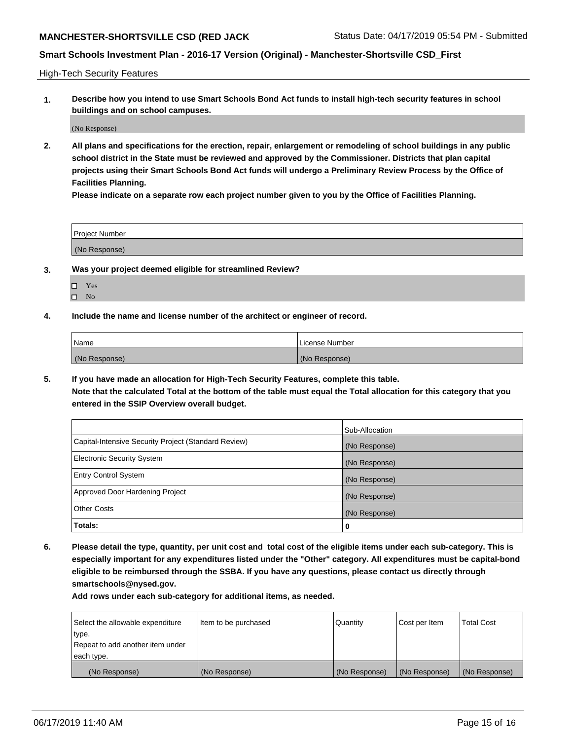## High-Tech Security Features

**1. Describe how you intend to use Smart Schools Bond Act funds to install high-tech security features in school buildings and on school campuses.**

(No Response)

**2. All plans and specifications for the erection, repair, enlargement or remodeling of school buildings in any public school district in the State must be reviewed and approved by the Commissioner. Districts that plan capital projects using their Smart Schools Bond Act funds will undergo a Preliminary Review Process by the Office of Facilities Planning.**

**Please indicate on a separate row each project number given to you by the Office of Facilities Planning.**

| Project Number |
|---|
| (No Response) |

**3. Was your project deemed eligible for streamlined Review?**

- ☐ Yes
- ☐ No

**4. Include the name and license number of the architect or engineer of record.**

| Name | License Number |
|---|---|
| (No Response) | (No Response) |

**5. If you have made an allocation for High-Tech Security Features, complete this table.**
**Note that the calculated Total at the bottom of the table must equal the Total allocation for this category that you entered in the SSIP Overview overall budget.**

| | Sub-Allocation |
|---|---|
| Capital-Intensive Security Project (Standard Review) | (No Response) |
| Electronic Security System | (No Response) |
| Entry Control System | (No Response) |
| Approved Door Hardening Project | (No Response) |
| Other Costs | (No Response) |
| **Totals:** | **0** |

**6. Please detail the type, quantity, per unit cost and total cost of the eligible items under each sub-category. This is especially important for any expenditures listed under the "Other" category. All expenditures must be capital-bond eligible to be reimbursed through the SSBA. If you have any questions, please contact us directly through smartschools@nysed.gov.**

**Add rows under each sub-category for additional items, as needed.**

| Select the allowable expenditure type. Repeat to add another item under each type. | Item to be purchased | Quantity | Cost per Item | Total Cost |
|---|---|---|---|---|
| (No Response) | (No Response) | (No Response) | (No Response) | (No Response) |